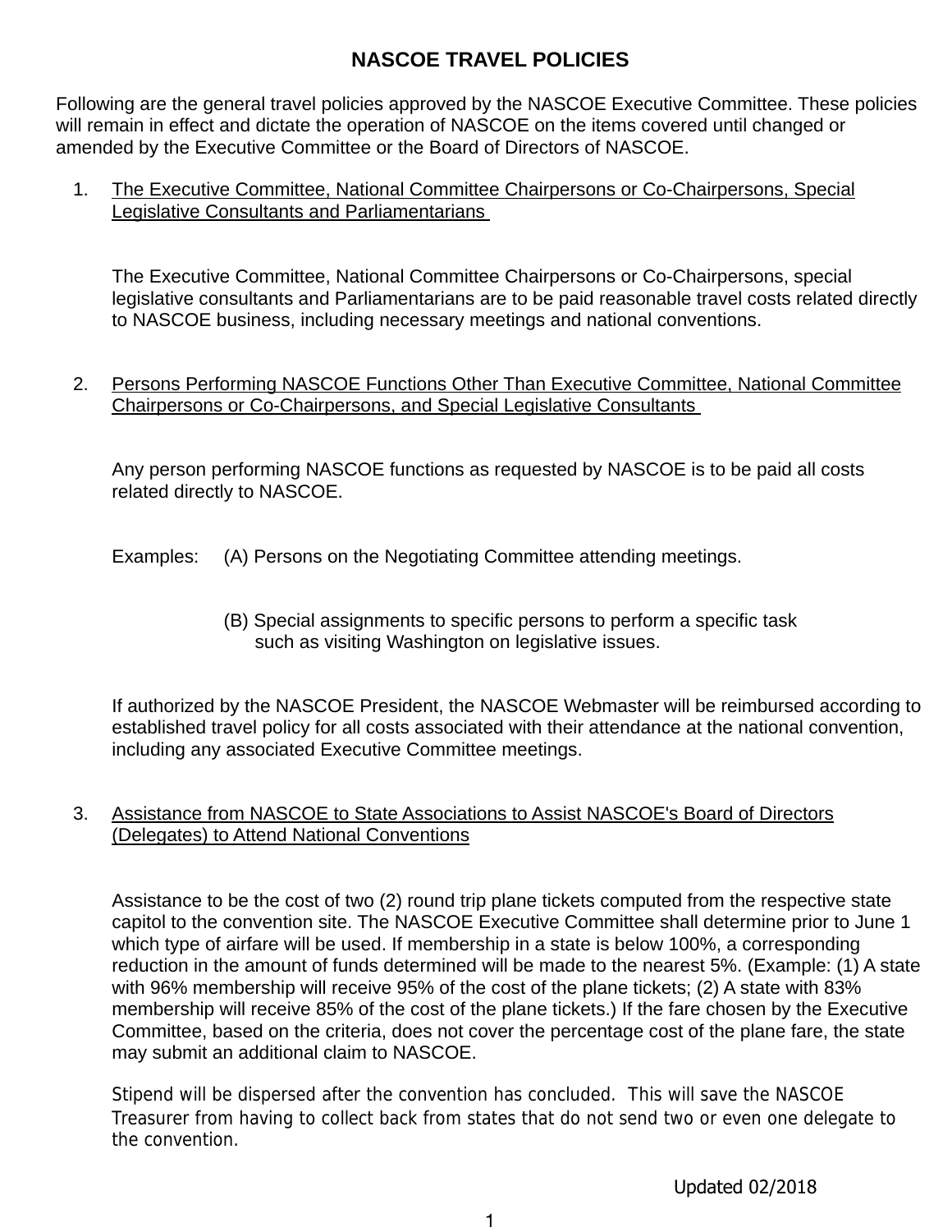# NASCOE TRAVEL POLICIES

Following are the general travel policies approved by the NASCOE Executive Committee. These policies will remain in effect and dictate the operation of NASCOE on the items covered until changed or amended by the Executive Committee or the Board of Directors of NASCOE.

1. The Executive Committee, National Committee Chairpersons or Co-Chairpersons, Special Legislative Consultants and Parliamentarians

   The Executive Committee, National Committee Chairpersons or Co-Chairpersons, special legislative consultants and Parliamentarians are to be paid reasonable travel costs related directly to NASCOE business, including necessary meetings and national conventions.

2. Persons Performing NASCOE Functions Other Than Executive Committee, National Committee Chairpersons or Co-Chairpersons, and Special Legislative Consultants

   Any person performing NASCOE functions as requested by NASCOE is to be paid all costs related directly to NASCOE.

   Examples: (A) Persons on the Negotiating Committee attending meetings.

   (B) Special assignments to specific persons to perform a specific task such as visiting Washington on legislative issues.

   If authorized by the NASCOE President, the NASCOE Webmaster will be reimbursed according to established travel policy for all costs associated with their attendance at the national convention, including any associated Executive Committee meetings.

3. Assistance from NASCOE to State Associations to Assist NASCOE's Board of Directors (Delegates) to Attend National Conventions

   Assistance to be the cost of two (2) round trip plane tickets computed from the respective state capitol to the convention site. The NASCOE Executive Committee shall determine prior to June 1 which type of airfare will be used. If membership in a state is below 100%, a corresponding reduction in the amount of funds determined will be made to the nearest 5%. (Example: (1) A state with 96% membership will receive 95% of the cost of the plane tickets; (2) A state with 83% membership will receive 85% of the cost of the plane tickets.) If the fare chosen by the Executive Committee, based on the criteria, does not cover the percentage cost of the plane fare, the state may submit an additional claim to NASCOE.

   Stipend will be dispersed after the convention has concluded. This will save the NASCOE Treasurer from having to collect back from states that do not send two or even one delegate to the convention.

Updated 02/2018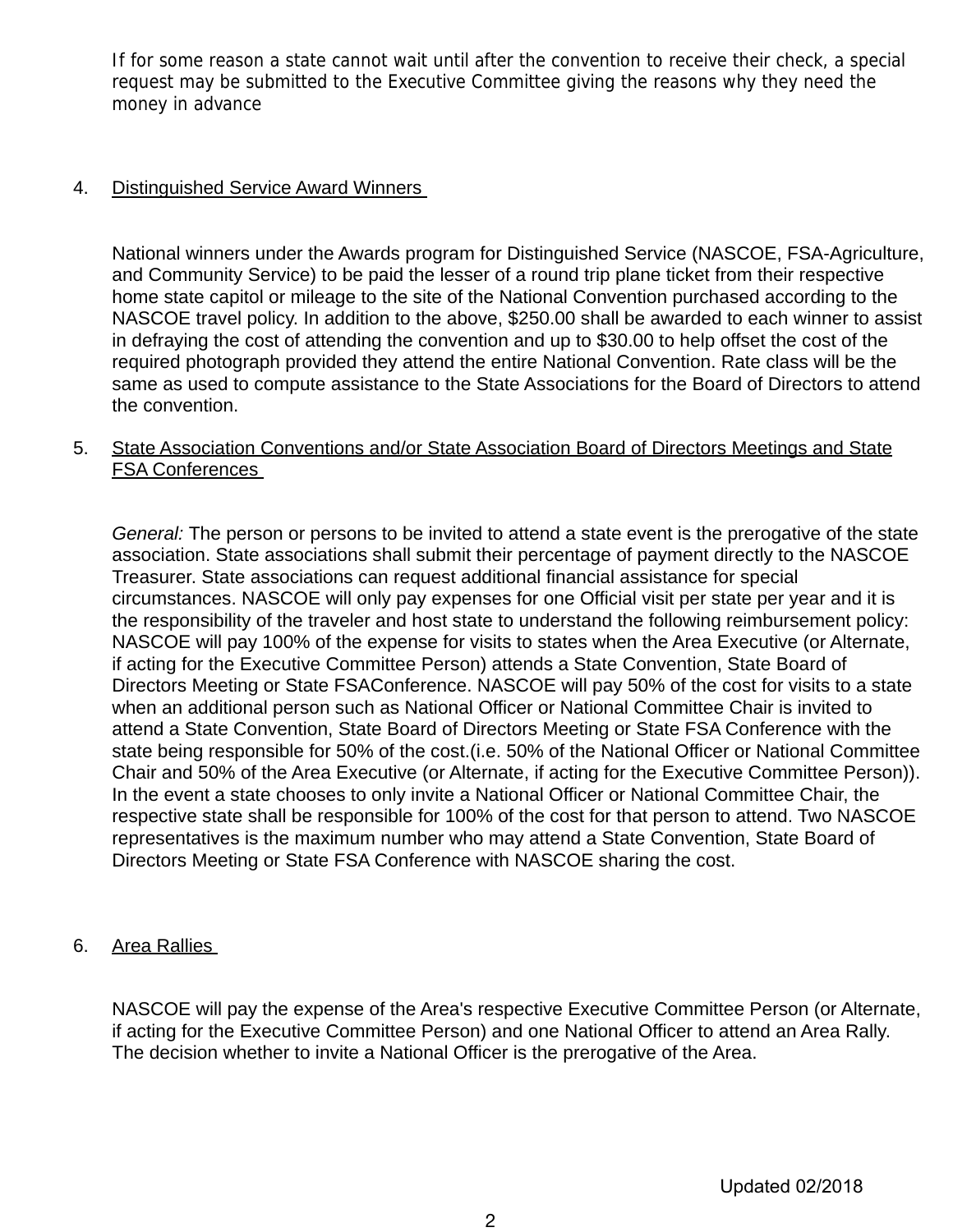If for some reason a state cannot wait until after the convention to receive their check, a special request may be submitted to the Executive Committee giving the reasons why they need the money in advance

4. <u>Distinguished Service Award Winners</u>

National winners under the Awards program for Distinguished Service (NASCOE, FSA-Agriculture, and Community Service) to be paid the lesser of a round trip plane ticket from their respective home state capitol or mileage to the site of the National Convention purchased according to the NASCOE travel policy. In addition to the above, $250.00 shall be awarded to each winner to assist in defraying the cost of attending the convention and up to $30.00 to help offset the cost of the required photograph provided they attend the entire National Convention. Rate class will be the same as used to compute assistance to the State Associations for the Board of Directors to attend the convention.

5. <u>State Association Conventions and/or State Association Board of Directors Meetings and State FSA Conferences</u>

*General:* The person or persons to be invited to attend a state event is the prerogative of the state association. State associations shall submit their percentage of payment directly to the NASCOE Treasurer. State associations can request additional financial assistance for special circumstances. NASCOE will only pay expenses for one Official visit per state per year and it is the responsibility of the traveler and host state to understand the following reimbursement policy: NASCOE will pay 100% of the expense for visits to states when the Area Executive (or Alternate, if acting for the Executive Committee Person) attends a State Convention, State Board of Directors Meeting or State FSAConference. NASCOE will pay 50% of the cost for visits to a state when an additional person such as National Officer or National Committee Chair is invited to attend a State Convention, State Board of Directors Meeting or State FSA Conference with the state being responsible for 50% of the cost.(i.e. 50% of the National Officer or National Committee Chair and 50% of the Area Executive (or Alternate, if acting for the Executive Committee Person)). In the event a state chooses to only invite a National Officer or National Committee Chair, the respective state shall be responsible for 100% of the cost for that person to attend. Two NASCOE representatives is the maximum number who may attend a State Convention, State Board of Directors Meeting or State FSA Conference with NASCOE sharing the cost.

6. <u>Area Rallies</u>

NASCOE will pay the expense of the Area's respective Executive Committee Person (or Alternate, if acting for the Executive Committee Person) and one National Officer to attend an Area Rally. The decision whether to invite a National Officer is the prerogative of the Area.

Updated 02/2018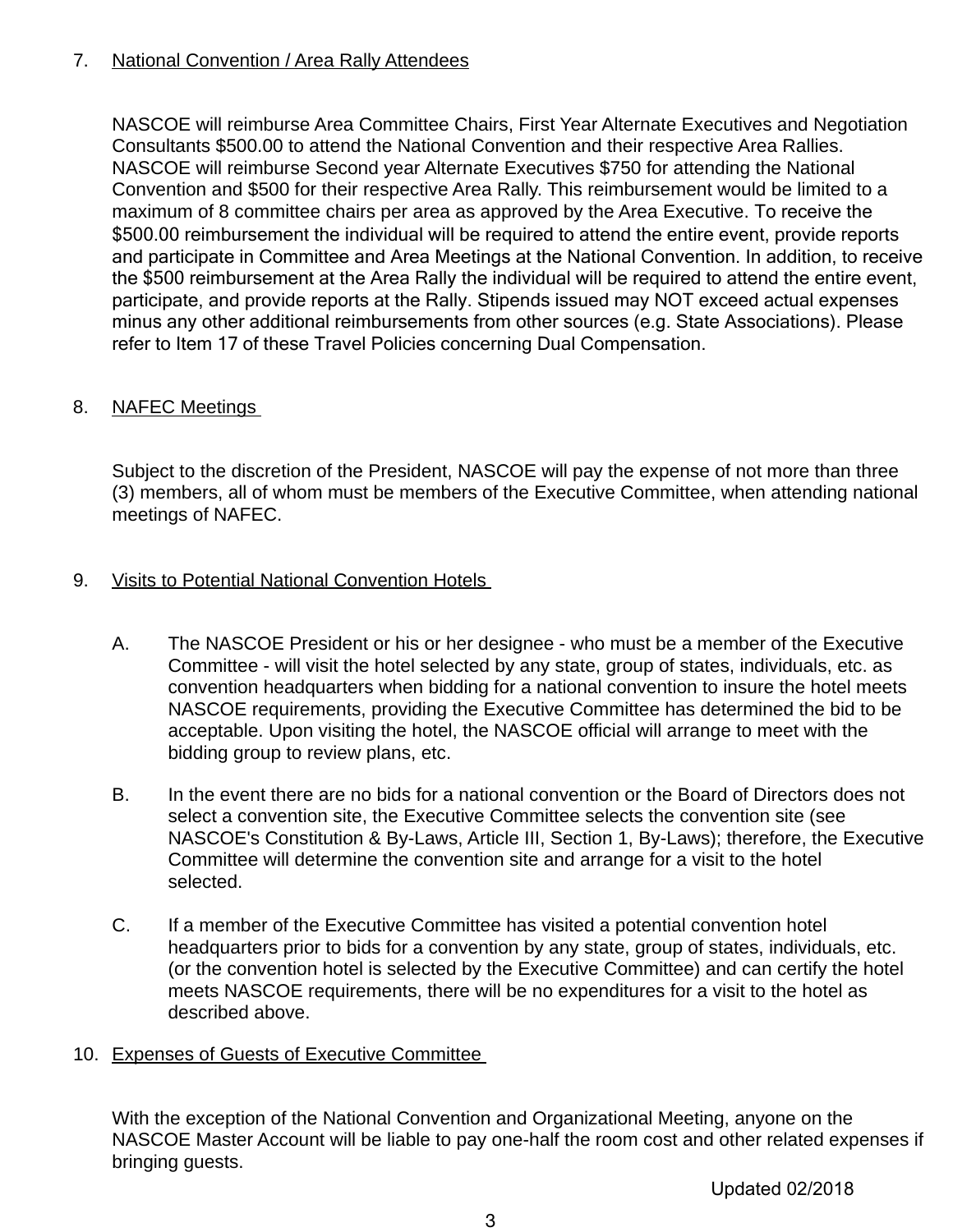7. <u>National Convention / Area Rally Attendees</u>

NASCOE will reimburse Area Committee Chairs, First Year Alternate Executives and Negotiation Consultants $500.00 to attend the National Convention and their respective Area Rallies. NASCOE will reimburse Second year Alternate Executives $750 for attending the National Convention and $500 for their respective Area Rally. This reimbursement would be limited to a maximum of 8 committee chairs per area as approved by the Area Executive. To receive the $500.00 reimbursement the individual will be required to attend the entire event, provide reports and participate in Committee and Area Meetings at the National Convention. In addition, to receive the $500 reimbursement at the Area Rally the individual will be required to attend the entire event, participate, and provide reports at the Rally. Stipends issued may NOT exceed actual expenses minus any other additional reimbursements from other sources (e.g. State Associations). Please refer to Item 17 of these Travel Policies concerning Dual Compensation.

8. <u>NAFEC Meetings</u>

Subject to the discretion of the President, NASCOE will pay the expense of not more than three (3) members, all of whom must be members of the Executive Committee, when attending national meetings of NAFEC.

9. <u>Visits to Potential National Convention Hotels</u>

   A. The NASCOE President or his or her designee - who must be a member of the Executive Committee - will visit the hotel selected by any state, group of states, individuals, etc. as convention headquarters when bidding for a national convention to insure the hotel meets NASCOE requirements, providing the Executive Committee has determined the bid to be acceptable. Upon visiting the hotel, the NASCOE official will arrange to meet with the bidding group to review plans, etc.

   B. In the event there are no bids for a national convention or the Board of Directors does not select a convention site, the Executive Committee selects the convention site (see NASCOE's Constitution & By-Laws, Article III, Section 1, By-Laws); therefore, the Executive Committee will determine the convention site and arrange for a visit to the hotel selected.

   C. If a member of the Executive Committee has visited a potential convention hotel headquarters prior to bids for a convention by any state, group of states, individuals, etc. (or the convention hotel is selected by the Executive Committee) and can certify the hotel meets NASCOE requirements, there will be no expenditures for a visit to the hotel as described above.

10. <u>Expenses of Guests of Executive Committee</u>

With the exception of the National Convention and Organizational Meeting, anyone on the NASCOE Master Account will be liable to pay one-half the room cost and other related expenses if bringing guests.

Updated 02/2018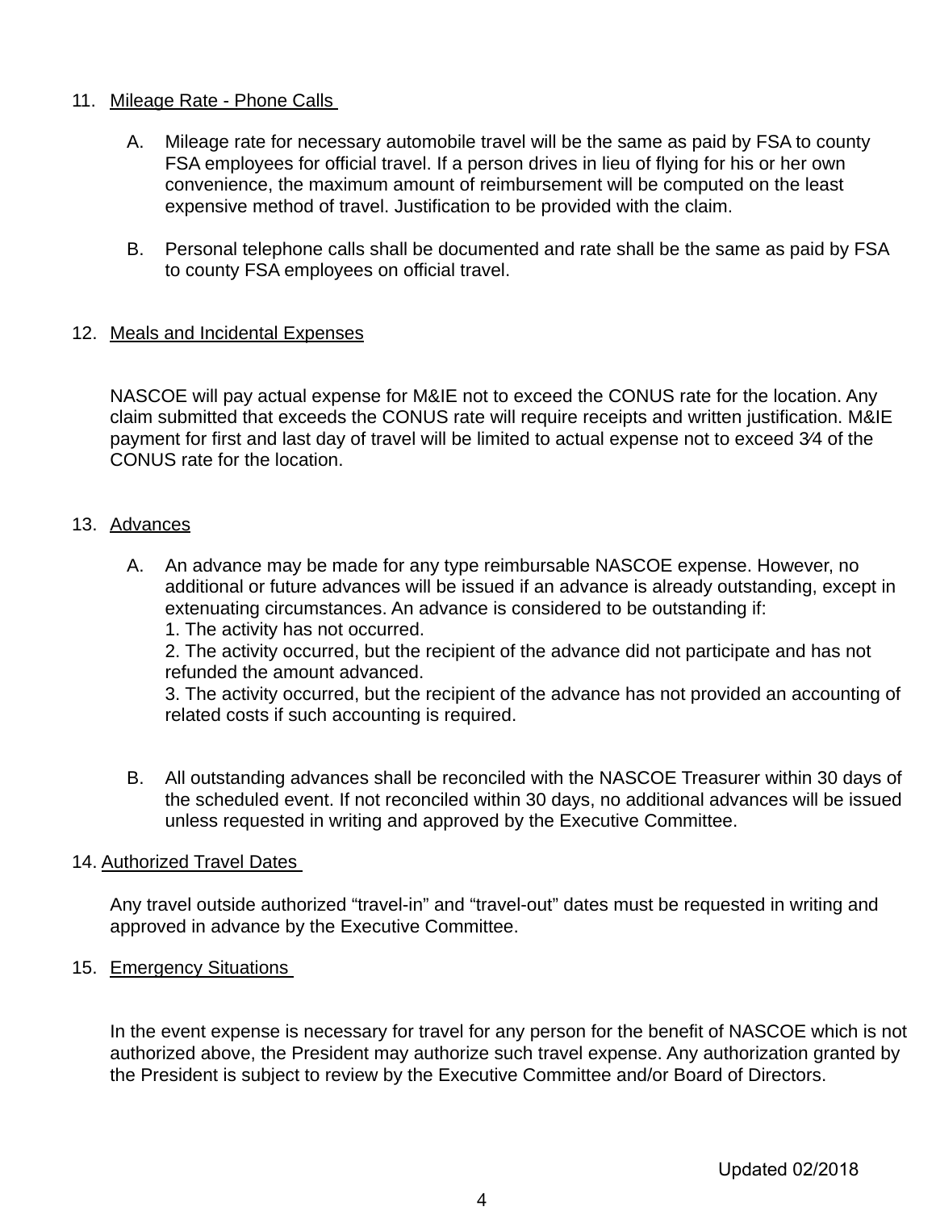11. Mileage Rate - Phone Calls

    A. Mileage rate for necessary automobile travel will be the same as paid by FSA to county FSA employees for official travel. If a person drives in lieu of flying for his or her own convenience, the maximum amount of reimbursement will be computed on the least expensive method of travel. Justification to be provided with the claim.

    B. Personal telephone calls shall be documented and rate shall be the same as paid by FSA to county FSA employees on official travel.

12. Meals and Incidental Expenses

    NASCOE will pay actual expense for M&IE not to exceed the CONUS rate for the location. Any claim submitted that exceeds the CONUS rate will require receipts and written justification. M&IE payment for first and last day of travel will be limited to actual expense not to exceed 3⁄4 of the CONUS rate for the location.

13. Advances

    A. An advance may be made for any type reimbursable NASCOE expense. However, no additional or future advances will be issued if an advance is already outstanding, except in extenuating circumstances. An advance is considered to be outstanding if:
       1. The activity has not occurred.
       2. The activity occurred, but the recipient of the advance did not participate and has not refunded the amount advanced.
       3. The activity occurred, but the recipient of the advance has not provided an accounting of related costs if such accounting is required.

    B. All outstanding advances shall be reconciled with the NASCOE Treasurer within 30 days of the scheduled event. If not reconciled within 30 days, no additional advances will be issued unless requested in writing and approved by the Executive Committee.

14. Authorized Travel Dates

    Any travel outside authorized “travel-in” and “travel-out” dates must be requested in writing and approved in advance by the Executive Committee.

15. Emergency Situations

    In the event expense is necessary for travel for any person for the benefit of NASCOE which is not authorized above, the President may authorize such travel expense. Any authorization granted by the President is subject to review by the Executive Committee and/or Board of Directors.

Updated 02/2018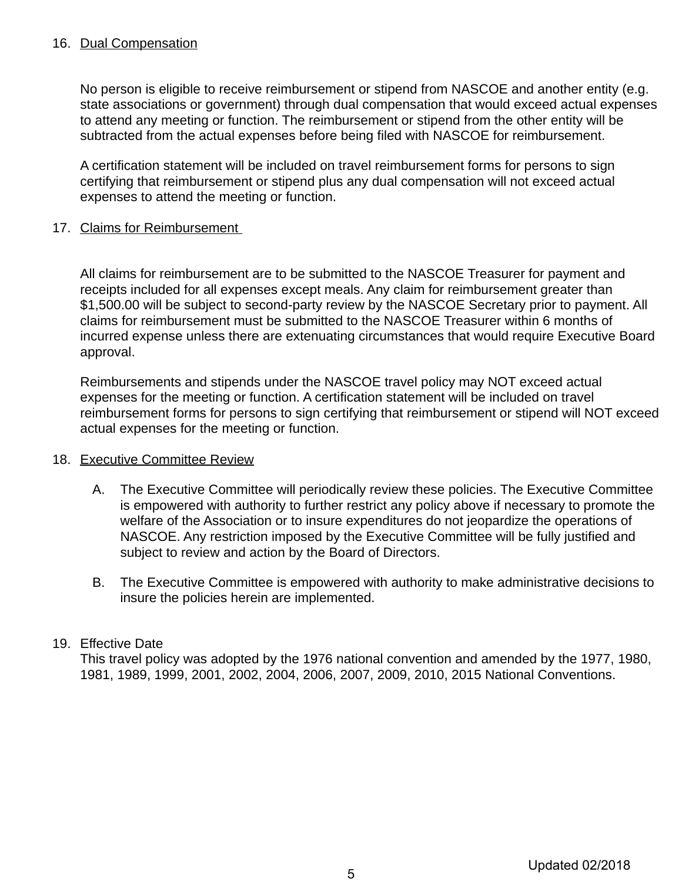16. Dual Compensation

    No person is eligible to receive reimbursement or stipend from NASCOE and another entity (e.g. state associations or government) through dual compensation that would exceed actual expenses to attend any meeting or function. The reimbursement or stipend from the other entity will be subtracted from the actual expenses before being filed with NASCOE for reimbursement.

    A certification statement will be included on travel reimbursement forms for persons to sign certifying that reimbursement or stipend plus any dual compensation will not exceed actual expenses to attend the meeting or function.

17. Claims for Reimbursement

    All claims for reimbursement are to be submitted to the NASCOE Treasurer for payment and receipts included for all expenses except meals. Any claim for reimbursement greater than $1,500.00 will be subject to second-party review by the NASCOE Secretary prior to payment. All claims for reimbursement must be submitted to the NASCOE Treasurer within 6 months of incurred expense unless there are extenuating circumstances that would require Executive Board approval.

    Reimbursements and stipends under the NASCOE travel policy may NOT exceed actual expenses for the meeting or function. A certification statement will be included on travel reimbursement forms for persons to sign certifying that reimbursement or stipend will NOT exceed actual expenses for the meeting or function.

18. Executive Committee Review

    A. The Executive Committee will periodically review these policies. The Executive Committee is empowered with authority to further restrict any policy above if necessary to promote the welfare of the Association or to insure expenditures do not jeopardize the operations of NASCOE. Any restriction imposed by the Executive Committee will be fully justified and subject to review and action by the Board of Directors.

    B. The Executive Committee is empowered with authority to make administrative decisions to insure the policies herein are implemented.

19. Effective Date
    This travel policy was adopted by the 1976 national convention and amended by the 1977, 1980, 1981, 1989, 1999, 2001, 2002, 2004, 2006, 2007, 2009, 2010, 2015 National Conventions.

Updated 02/2018